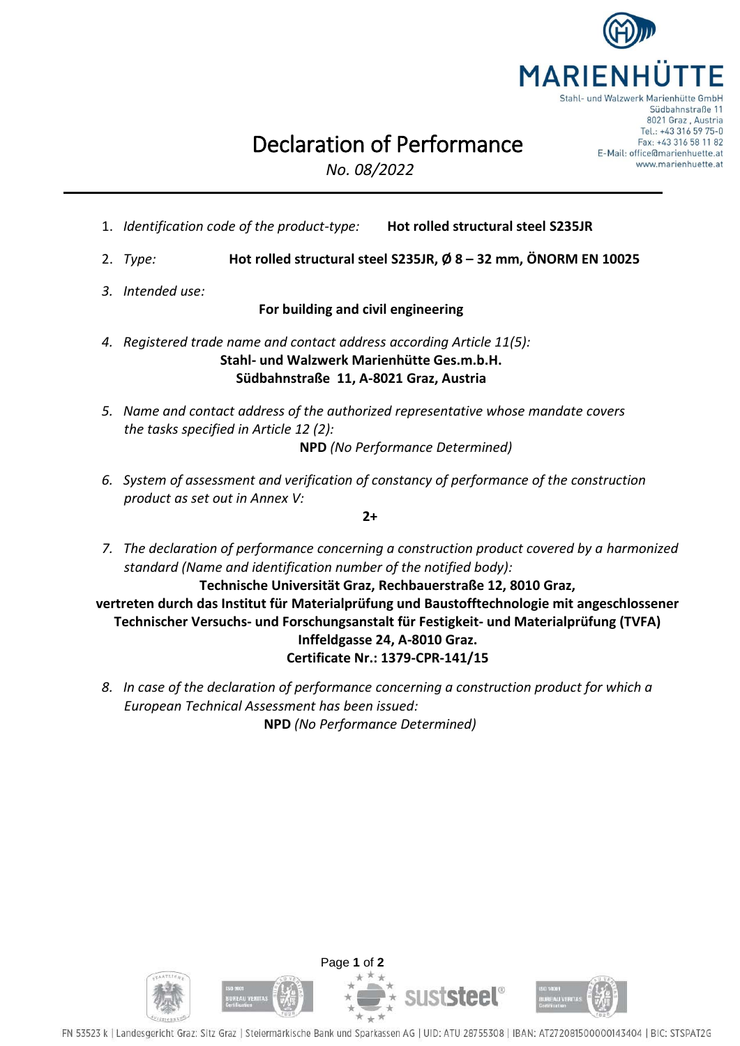MARIENHÜTTE

Stahl- und Walzwerk Marienhütte GmbH
Südbahnstraße 11
8021 Graz , Austria
Tel.: +43 316 59 75-0
Fax: +43 316 58 11 82
E-Mail: office@marienhuette.at
www.marienhuette.at

# Declaration of Performance

*No. 08/2022*

1. *Identification code of the product-type:* **Hot rolled structural steel S235JR**

2. *Type:* **Hot rolled structural steel S235JR, Ø 8 – 32 mm, ÖNORM EN 10025**

3. *Intended use:*

   **For building and civil engineering**

4. *Registered trade name and contact address according Article 11(5):*

   **Stahl- und Walzwerk Marienhütte Ges.m.b.H.**
   **Südbahnstraße 11, A-8021 Graz, Austria**

5. *Name and contact address of the authorized representative whose mandate covers the tasks specified in Article 12 (2):*

   **NPD** *(No Performance Determined)*

6. *System of assessment and verification of constancy of performance of the construction product as set out in Annex V:*

   **2+**

7. *The declaration of performance concerning a construction product covered by a harmonized standard (Name and identification number of the notified body):*

   **Technische Universität Graz, Rechbauerstraße 12, 8010 Graz,**
   **vertreten durch das Institut für Materialprüfung und Baustofftechnologie mit angeschlossener Technischer Versuchs- und Forschungsanstalt für Festigkeit- und Materialprüfung (TVFA)**
   **Inffeldgasse 24, A-8010 Graz.**
   **Certificate Nr.: 1379-CPR-141/15**

8. *In case of the declaration of performance concerning a construction product for which a European Technical Assessment has been issued:*

   **NPD** *(No Performance Determined)*

FN 53523 k | Landesgericht Graz: Sitz Graz | Steiermärkische Bank und Sparkassen AG | UID: ATU 28755308 | IBAN: AT272081500000143404 | BIC: STSPAT2G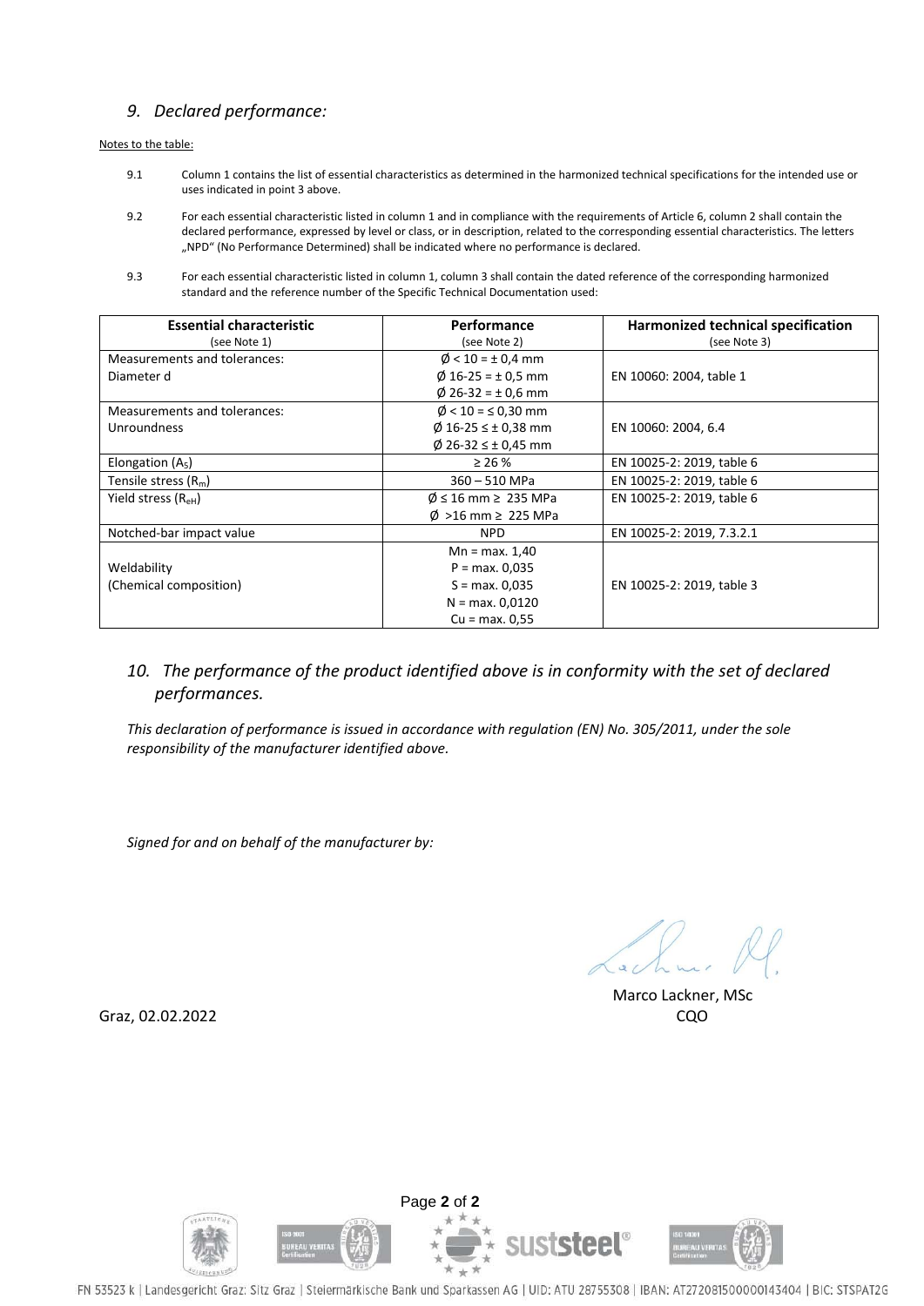## *9. Declared performance:*

Notes to the table:

9.1 Column 1 contains the list of essential characteristics as determined in the harmonized technical specifications for the intended use or uses indicated in point 3 above.

9.2 For each essential characteristic listed in column 1 and in compliance with the requirements of Article 6, column 2 shall contain the declared performance, expressed by level or class, or in description, related to the corresponding essential characteristics. The letters „NPD" (No Performance Determined) shall be indicated where no performance is declared.

9.3 For each essential characteristic listed in column 1, column 3 shall contain the dated reference of the corresponding harmonized standard and the reference number of the Specific Technical Documentation used:

| **Essential characteristic** (see Note 1) | **Performance** (see Note 2) | **Harmonized technical specification** (see Note 3) |
|---|---|---|
| Measurements and tolerances: Diameter d | Ø < 10 = ± 0,4 mm<br>Ø 16-25 = ± 0,5 mm<br>Ø 26-32 = ± 0,6 mm | EN 10060: 2004, table 1 |
| Measurements and tolerances: Unroundness | Ø < 10 = ≤ 0,30 mm<br>Ø 16-25 ≤ ± 0,38 mm<br>Ø 26-32 ≤ ± 0,45 mm | EN 10060: 2004, 6.4 |
| Elongation ($A_5$) | ≥ 26 % | EN 10025-2: 2019, table 6 |
| Tensile stress ($R_m$) | 360 – 510 MPa | EN 10025-2: 2019, table 6 |
| Yield stress ($R_{eH}$) | Ø ≤ 16 mm ≥ 235 MPa<br>Ø >16 mm ≥ 225 MPa | EN 10025-2: 2019, table 6 |
| Notched-bar impact value | NPD | EN 10025-2: 2019, 7.3.2.1 |
| Weldability (Chemical composition) | Mn = max. 1,40<br>P = max. 0,035<br>S = max. 0,035<br>N = max. 0,0120<br>Cu = max. 0,55 | EN 10025-2: 2019, table 3 |

## *10. The performance of the product identified above is in conformity with the set of declared performances.*

*This declaration of performance is issued in accordance with regulation (EN) No. 305/2011, under the sole responsibility of the manufacturer identified above.*

*Signed for and on behalf of the manufacturer by:*

Marco Lackner, MSc
CQO

Graz, 02.02.2022

FN 53523 k | Landesgericht Graz: Sitz Graz | Steiermärkische Bank und Sparkassen AG | UID: ATU 28755308 | IBAN: AT272081500000143404 | BIC: STSPAT2G